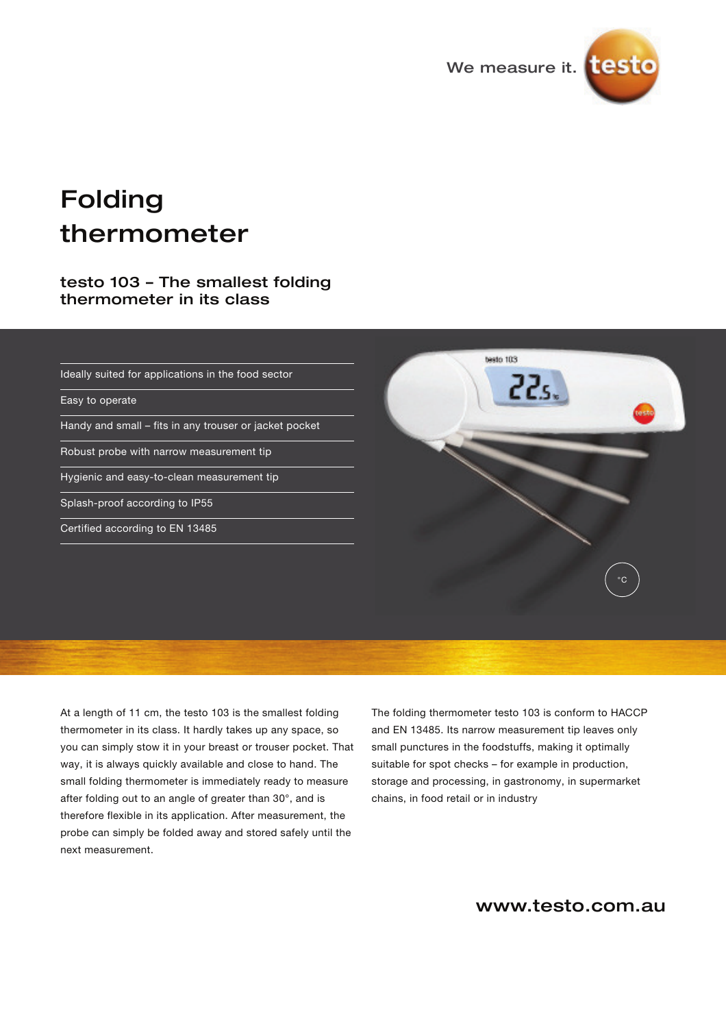We measure it.

# Folding thermometer

## testo 103 – The smallest folding thermometer in its class

- Ideally suited for applications in the food sector
- Easy to operate
- Handy and small – fits in any trouser or jacket pocket
- Robust probe with narrow measurement tip
- Hygienic and easy-to-clean measurement tip
- Splash-proof according to IP55
- Certified according to EN 13485

°C

At a length of 11 cm, the testo 103 is the smallest folding thermometer in its class. It hardly takes up any space, so you can simply stow it in your breast or trouser pocket. That way, it is always quickly available and close to hand. The small folding thermometer is immediately ready to measure after folding out to an angle of greater than 30°, and is therefore flexible in its application. After measurement, the probe can simply be folded away and stored safely until the next measurement.

The folding thermometer testo 103 is conform to HACCP and EN 13485. Its narrow measurement tip leaves only small punctures in the foodstuffs, making it optimally suitable for spot checks – for example in production, storage and processing, in gastronomy, in supermarket chains, in food retail or in industry

www.testo.com.au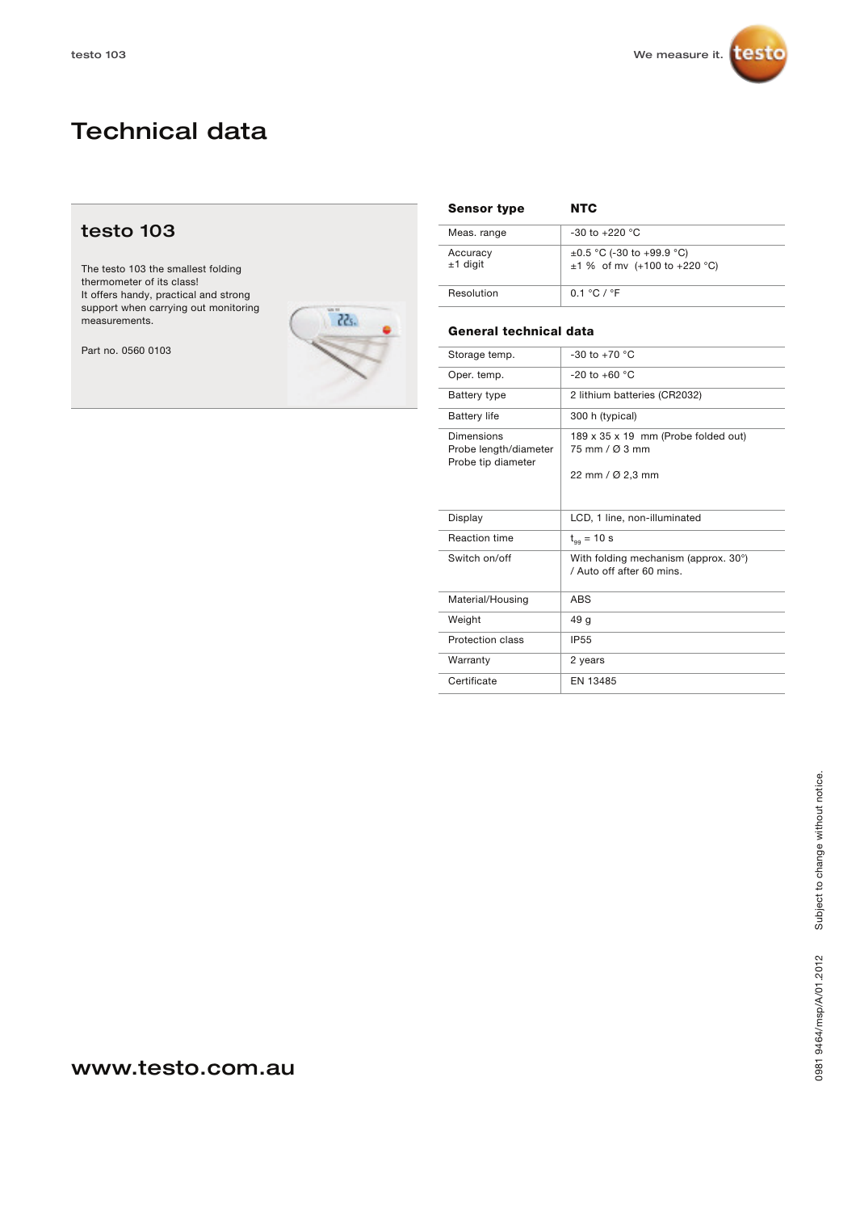# Technical data

## testo 103

The testo 103 the smallest folding thermometer of its class!
It offers handy, practical and strong support when carrying out monitoring measurements.

Part no. 0560 0103

| **Sensor type** | **NTC** |
|---|---|
| Meas. range | -30 to +220 °C |
| Accuracy ±1 digit | ±0.5 °C (-30 to +99.9 °C) ±1 % of mv (+100 to +220 °C) |
| Resolution | 0.1 °C / °F |

### General technical data

| | |
|---|---|
| Storage temp. | -30 to +70 °C |
| Oper. temp. | -20 to +60 °C |
| Battery type | 2 lithium batteries (CR2032) |
| Battery life | 300 h (typical) |
| Dimensions<br>Probe length/diameter<br>Probe tip diameter | 189 x 35 x 19 mm (Probe folded out)<br>75 mm / Ø 3 mm<br>22 mm / Ø 2,3 mm |
| Display | LCD, 1 line, non-illuminated |
| Reaction time | $t_{99}$ = 10 s |
| Switch on/off | With folding mechanism (approx. 30°) / Auto off after 60 mins. |
| Material/Housing | ABS |
| Weight | 49 g |
| Protection class | IP55 |
| Warranty | 2 years |
| Certificate | EN 13485 |

Subject to change without notice.

0981 9464/msp/A/01.2012

www.testo.com.au